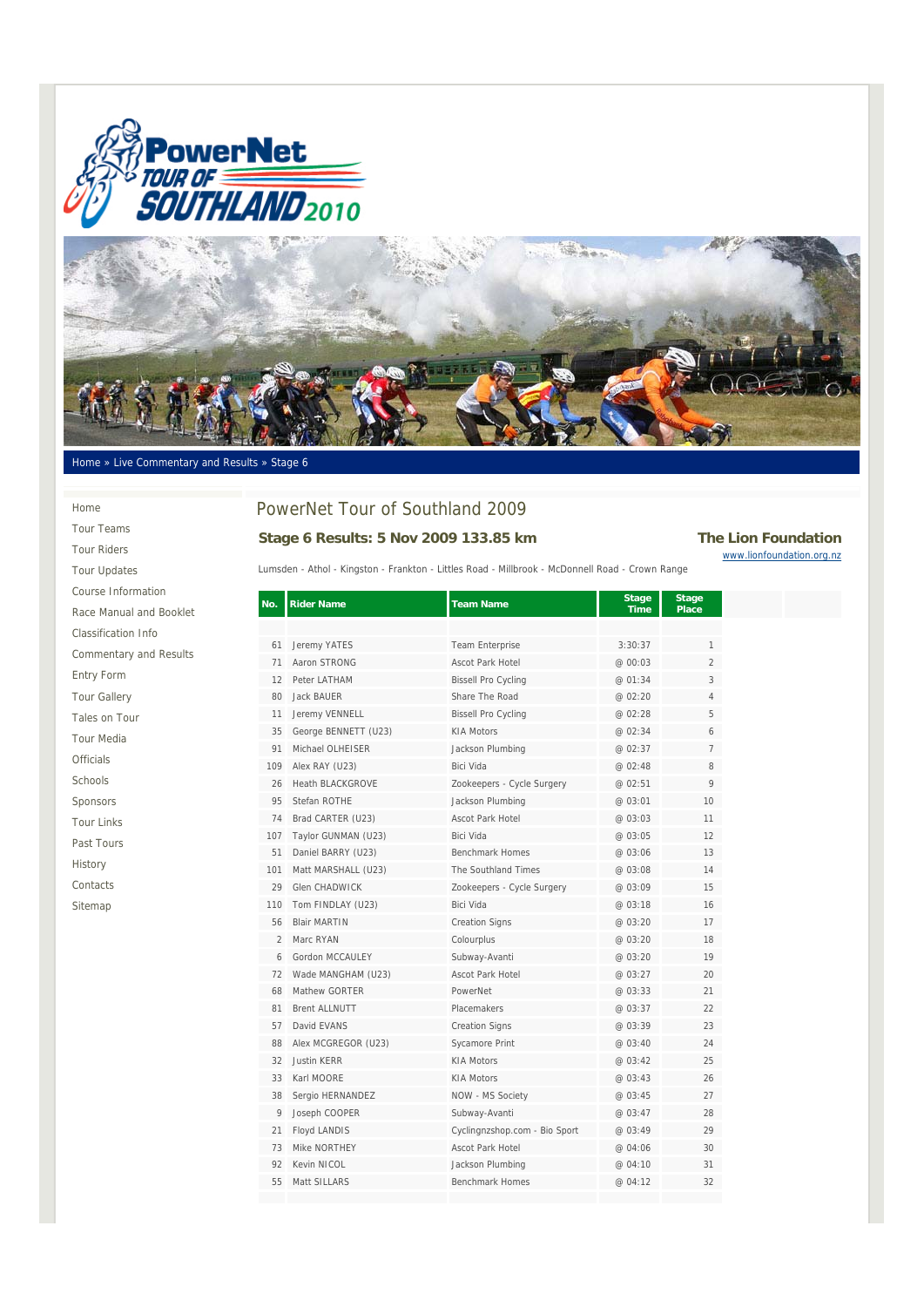Home » Live Commentary and Results » Stage 6

- Home
- Tour Teams
- Tour Riders
- Tour Updates
- Course Information
- Race Manual and Booklet
- Classification Info
- Commentary and Results
- Entry Form
- Tour Gallery
- Tales on Tour
- Tour Media
- Officials
- Schools
- Sponsors
- Tour Links
- Past Tours
- History
- Contacts
- Sitemap

# PowerNet Tour of Southland 2009

## Stage 6 Results: 5 Nov 2009 133.85 km

**The Lion Foundation**
www.lionfoundation.org.nz

Lumsden - Athol - Kingston - Frankton - Littles Road - Millbrook - McDonnell Road - Crown Range

| No. | Rider Name | Team Name | Stage Time | Stage Place |
|---|---|---|---|---|
| 61 | Jeremy YATES | Team Enterprise | 3:30:37 | 1 |
| 71 | Aaron STRONG | Ascot Park Hotel | @ 00:03 | 2 |
| 12 | Peter LATHAM | Bissell Pro Cycling | @ 01:34 | 3 |
| 80 | Jack BAUER | Share The Road | @ 02:20 | 4 |
| 11 | Jeremy VENNELL | Bissell Pro Cycling | @ 02:28 | 5 |
| 35 | George BENNETT (U23) | KIA Motors | @ 02:34 | 6 |
| 91 | Michael OLHEISER | Jackson Plumbing | @ 02:37 | 7 |
| 109 | Alex RAY (U23) | Bici Vida | @ 02:48 | 8 |
| 26 | Heath BLACKGROVE | Zookeepers - Cycle Surgery | @ 02:51 | 9 |
| 95 | Stefan ROTHE | Jackson Plumbing | @ 03:01 | 10 |
| 74 | Brad CARTER (U23) | Ascot Park Hotel | @ 03:03 | 11 |
| 107 | Taylor GUNMAN (U23) | Bici Vida | @ 03:05 | 12 |
| 51 | Daniel BARRY (U23) | Benchmark Homes | @ 03:06 | 13 |
| 101 | Matt MARSHALL (U23) | The Southland Times | @ 03:08 | 14 |
| 29 | Glen CHADWICK | Zookeepers - Cycle Surgery | @ 03:09 | 15 |
| 110 | Tom FINDLAY (U23) | Bici Vida | @ 03:18 | 16 |
| 56 | Blair MARTIN | Creation Signs | @ 03:20 | 17 |
| 2 | Marc RYAN | Colourplus | @ 03:20 | 18 |
| 6 | Gordon MCCAULEY | Subway-Avanti | @ 03:20 | 19 |
| 72 | Wade MANGHAM (U23) | Ascot Park Hotel | @ 03:27 | 20 |
| 68 | Mathew GORTER | PowerNet | @ 03:33 | 21 |
| 81 | Brent ALLNUTT | Placemakers | @ 03:37 | 22 |
| 57 | David EVANS | Creation Signs | @ 03:39 | 23 |
| 88 | Alex MCGREGOR (U23) | Sycamore Print | @ 03:40 | 24 |
| 32 | Justin KERR | KIA Motors | @ 03:42 | 25 |
| 33 | Karl MOORE | KIA Motors | @ 03:43 | 26 |
| 38 | Sergio HERNANDEZ | NOW - MS Society | @ 03:45 | 27 |
| 9 | Joseph COOPER | Subway-Avanti | @ 03:47 | 28 |
| 21 | Floyd LANDIS | Cyclingnzshop.com - Bio Sport | @ 03:49 | 29 |
| 73 | Mike NORTHEY | Ascot Park Hotel | @ 04:06 | 30 |
| 92 | Kevin NICOL | Jackson Plumbing | @ 04:10 | 31 |
| 55 | Matt SILLARS | Benchmark Homes | @ 04:12 | 32 |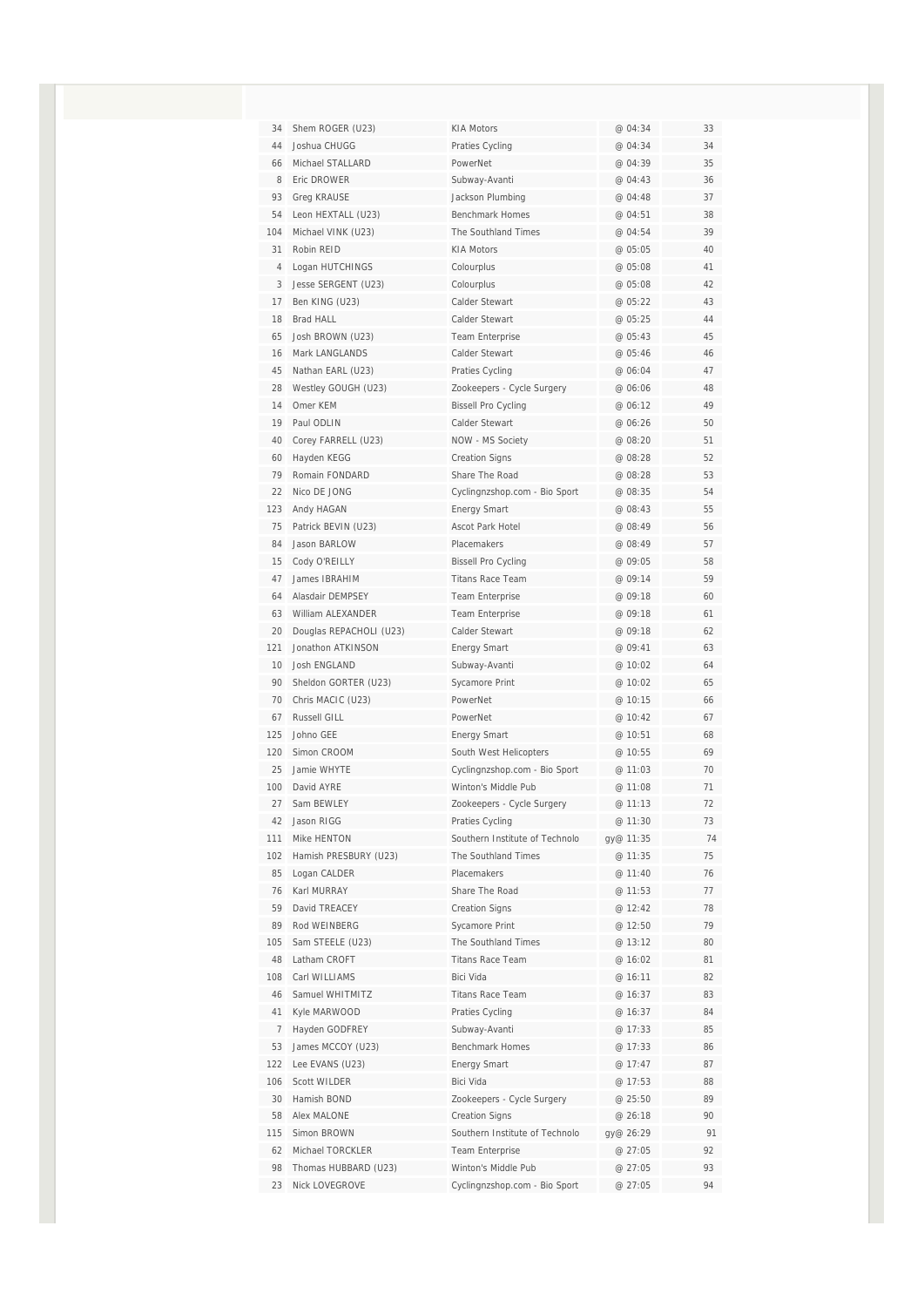| | | | | |
|---|---|---|---|---|
| 34 | Shem ROGER (U23) | KIA Motors | @ 04:34 | 33 |
| 44 | Joshua CHUGG | Praties Cycling | @ 04:34 | 34 |
| 66 | Michael STALLARD | PowerNet | @ 04:39 | 35 |
| 8 | Eric DROWER | Subway-Avanti | @ 04:43 | 36 |
| 93 | Greg KRAUSE | Jackson Plumbing | @ 04:48 | 37 |
| 54 | Leon HEXTALL (U23) | Benchmark Homes | @ 04:51 | 38 |
| 104 | Michael VINK (U23) | The Southland Times | @ 04:54 | 39 |
| 31 | Robin REID | KIA Motors | @ 05:05 | 40 |
| 4 | Logan HUTCHINGS | Colourplus | @ 05:08 | 41 |
| 3 | Jesse SERGENT (U23) | Colourplus | @ 05:08 | 42 |
| 17 | Ben KING (U23) | Calder Stewart | @ 05:22 | 43 |
| 18 | Brad HALL | Calder Stewart | @ 05:25 | 44 |
| 65 | Josh BROWN (U23) | Team Enterprise | @ 05:43 | 45 |
| 16 | Mark LANGLANDS | Calder Stewart | @ 05:46 | 46 |
| 45 | Nathan EARL (U23) | Praties Cycling | @ 06:04 | 47 |
| 28 | Westley GOUGH (U23) | Zookeepers - Cycle Surgery | @ 06:06 | 48 |
| 14 | Omer KEM | Bissell Pro Cycling | @ 06:12 | 49 |
| 19 | Paul ODLIN | Calder Stewart | @ 06:26 | 50 |
| 40 | Corey FARRELL (U23) | NOW - MS Society | @ 08:20 | 51 |
| 60 | Hayden KEGG | Creation Signs | @ 08:28 | 52 |
| 79 | Romain FONDARD | Share The Road | @ 08:28 | 53 |
| 22 | Nico DE JONG | Cyclingnzshop.com - Bio Sport | @ 08:35 | 54 |
| 123 | Andy HAGAN | Energy Smart | @ 08:43 | 55 |
| 75 | Patrick BEVIN (U23) | Ascot Park Hotel | @ 08:49 | 56 |
| 84 | Jason BARLOW | Placemakers | @ 08:49 | 57 |
| 15 | Cody O'REILLY | Bissell Pro Cycling | @ 09:05 | 58 |
| 47 | James IBRAHIM | Titans Race Team | @ 09:14 | 59 |
| 64 | Alasdair DEMPSEY | Team Enterprise | @ 09:18 | 60 |
| 63 | William ALEXANDER | Team Enterprise | @ 09:18 | 61 |
| 20 | Douglas REPACHOLI (U23) | Calder Stewart | @ 09:18 | 62 |
| 121 | Jonathon ATKINSON | Energy Smart | @ 09:41 | 63 |
| 10 | Josh ENGLAND | Subway-Avanti | @ 10:02 | 64 |
| 90 | Sheldon GORTER (U23) | Sycamore Print | @ 10:02 | 65 |
| 70 | Chris MACIC (U23) | PowerNet | @ 10:15 | 66 |
| 67 | Russell GILL | PowerNet | @ 10:42 | 67 |
| 125 | Johno GEE | Energy Smart | @ 10:51 | 68 |
| 120 | Simon CROOM | South West Helicopters | @ 10:55 | 69 |
| 25 | Jamie WHYTE | Cyclingnzshop.com - Bio Sport | @ 11:03 | 70 |
| 100 | David AYRE | Winton's Middle Pub | @ 11:08 | 71 |
| 27 | Sam BEWLEY | Zookeepers - Cycle Surgery | @ 11:13 | 72 |
| 42 | Jason RIGG | Praties Cycling | @ 11:30 | 73 |
| 111 | Mike HENTON | Southern Institute of Technolo | gy@ 11:35 | 74 |
| 102 | Hamish PRESBURY (U23) | The Southland Times | @ 11:35 | 75 |
| 85 | Logan CALDER | Placemakers | @ 11:40 | 76 |
| 76 | Karl MURRAY | Share The Road | @ 11:53 | 77 |
| 59 | David TREACEY | Creation Signs | @ 12:42 | 78 |
| 89 | Rod WEINBERG | Sycamore Print | @ 12:50 | 79 |
| 105 | Sam STEELE (U23) | The Southland Times | @ 13:12 | 80 |
| 48 | Latham CROFT | Titans Race Team | @ 16:02 | 81 |
| 108 | Carl WILLIAMS | Bici Vida | @ 16:11 | 82 |
| 46 | Samuel WHITMITZ | Titans Race Team | @ 16:37 | 83 |
| 41 | Kyle MARWOOD | Praties Cycling | @ 16:37 | 84 |
| 7 | Hayden GODFREY | Subway-Avanti | @ 17:33 | 85 |
| 53 | James MCCOY (U23) | Benchmark Homes | @ 17:33 | 86 |
| 122 | Lee EVANS (U23) | Energy Smart | @ 17:47 | 87 |
| 106 | Scott WILDER | Bici Vida | @ 17:53 | 88 |
| 30 | Hamish BOND | Zookeepers - Cycle Surgery | @ 25:50 | 89 |
| 58 | Alex MALONE | Creation Signs | @ 26:18 | 90 |
| 115 | Simon BROWN | Southern Institute of Technolo | gy@ 26:29 | 91 |
| 62 | Michael TORCKLER | Team Enterprise | @ 27:05 | 92 |
| 98 | Thomas HUBBARD (U23) | Winton's Middle Pub | @ 27:05 | 93 |
| 23 | Nick LOVEGROVE | Cyclingnzshop.com - Bio Sport | @ 27:05 | 94 |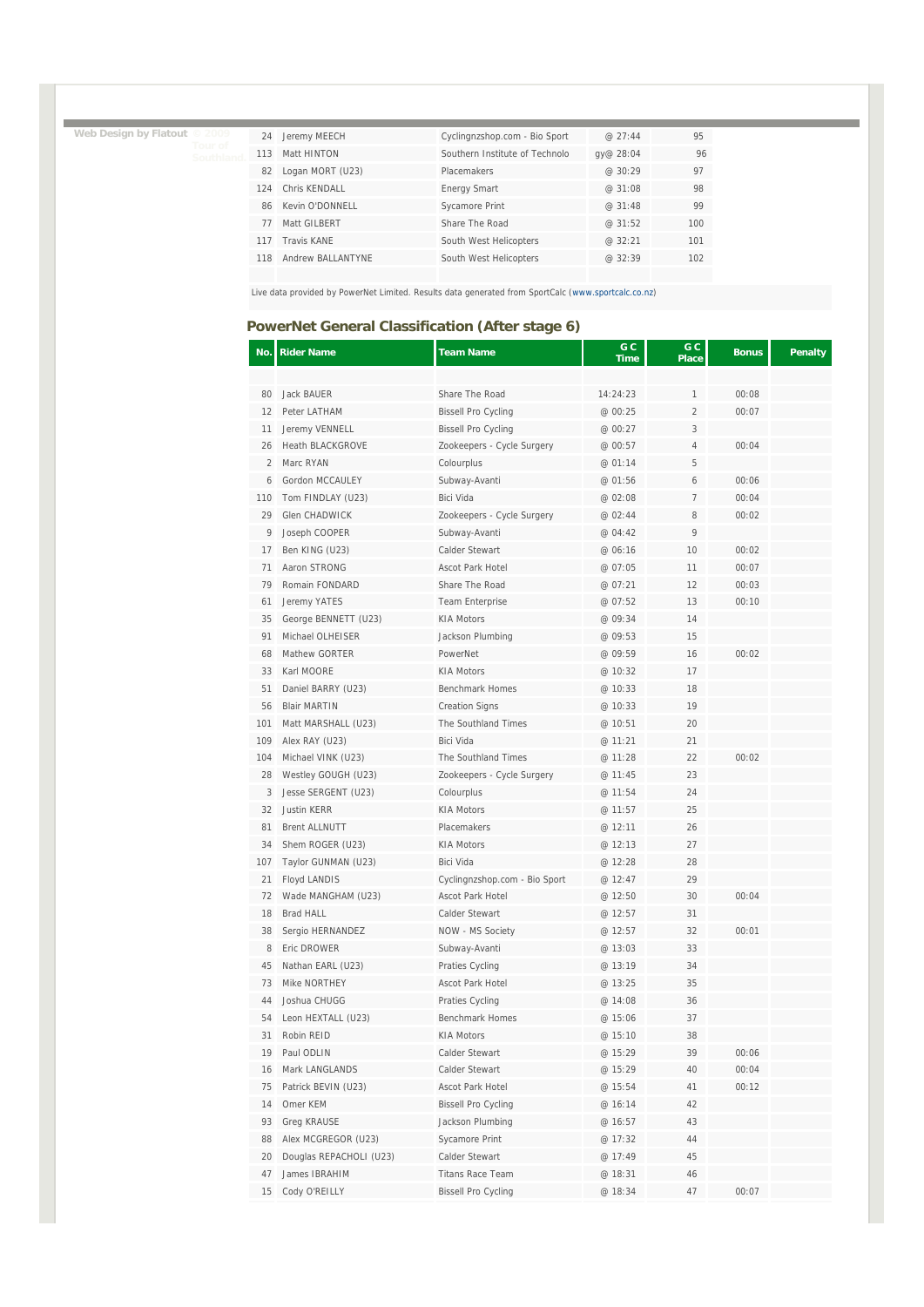| | | | | |
|---|---|---|---|---|
| 24 | Jeremy MEECH | Cyclingnzshop.com - Bio Sport | @ 27:44 | 95 |
| 113 | Matt HINTON | Southern Institute of Technolo | gy@ 28:04 | 96 |
| 82 | Logan MORT (U23) | Placemakers | @ 30:29 | 97 |
| 124 | Chris KENDALL | Energy Smart | @ 31:08 | 98 |
| 86 | Kevin O'DONNELL | Sycamore Print | @ 31:48 | 99 |
| 77 | Matt GILBERT | Share The Road | @ 31:52 | 100 |
| 117 | Travis KANE | South West Helicopters | @ 32:21 | 101 |
| 118 | Andrew BALLANTYNE | South West Helicopters | @ 32:39 | 102 |

Live data provided by PowerNet Limited. Results data generated from SportCalc (www.sportcalc.co.nz)

## PowerNet General Classification (After stage 6)

| No. | Rider Name | Team Name | GC Time | GC Place | Bonus | Penalty |
|---|---|---|---|---|---|---|
| 80 | Jack BAUER | Share The Road | 14:24:23 | 1 | 00:08 | |
| 12 | Peter LATHAM | Bissell Pro Cycling | @ 00:25 | 2 | 00:07 | |
| 11 | Jeremy VENNELL | Bissell Pro Cycling | @ 00:27 | 3 | | |
| 26 | Heath BLACKGROVE | Zookeepers - Cycle Surgery | @ 00:57 | 4 | 00:04 | |
| 2 | Marc RYAN | Colourplus | @ 01:14 | 5 | | |
| 6 | Gordon MCCAULEY | Subway-Avanti | @ 01:56 | 6 | 00:06 | |
| 110 | Tom FINDLAY (U23) | Bici Vida | @ 02:08 | 7 | 00:04 | |
| 29 | Glen CHADWICK | Zookeepers - Cycle Surgery | @ 02:44 | 8 | 00:02 | |
| 9 | Joseph COOPER | Subway-Avanti | @ 04:42 | 9 | | |
| 17 | Ben KING (U23) | Calder Stewart | @ 06:16 | 10 | 00:02 | |
| 71 | Aaron STRONG | Ascot Park Hotel | @ 07:05 | 11 | 00:07 | |
| 79 | Romain FONDARD | Share The Road | @ 07:21 | 12 | 00:03 | |
| 61 | Jeremy YATES | Team Enterprise | @ 07:52 | 13 | 00:10 | |
| 35 | George BENNETT (U23) | KIA Motors | @ 09:34 | 14 | | |
| 91 | Michael OLHEISER | Jackson Plumbing | @ 09:53 | 15 | | |
| 68 | Mathew GORTER | PowerNet | @ 09:59 | 16 | 00:02 | |
| 33 | Karl MOORE | KIA Motors | @ 10:32 | 17 | | |
| 51 | Daniel BARRY (U23) | Benchmark Homes | @ 10:33 | 18 | | |
| 56 | Blair MARTIN | Creation Signs | @ 10:33 | 19 | | |
| 101 | Matt MARSHALL (U23) | The Southland Times | @ 10:51 | 20 | | |
| 109 | Alex RAY (U23) | Bici Vida | @ 11:21 | 21 | | |
| 104 | Michael VINK (U23) | The Southland Times | @ 11:28 | 22 | 00:02 | |
| 28 | Westley GOUGH (U23) | Zookeepers - Cycle Surgery | @ 11:45 | 23 | | |
| 3 | Jesse SERGENT (U23) | Colourplus | @ 11:54 | 24 | | |
| 32 | Justin KERR | KIA Motors | @ 11:57 | 25 | | |
| 81 | Brent ALLNUTT | Placemakers | @ 12:11 | 26 | | |
| 34 | Shem ROGER (U23) | KIA Motors | @ 12:13 | 27 | | |
| 107 | Taylor GUNMAN (U23) | Bici Vida | @ 12:28 | 28 | | |
| 21 | Floyd LANDIS | Cyclingnzshop.com - Bio Sport | @ 12:47 | 29 | | |
| 72 | Wade MANGHAM (U23) | Ascot Park Hotel | @ 12:50 | 30 | 00:04 | |
| 18 | Brad HALL | Calder Stewart | @ 12:57 | 31 | | |
| 38 | Sergio HERNANDEZ | NOW - MS Society | @ 12:57 | 32 | 00:01 | |
| 8 | Eric DROWER | Subway-Avanti | @ 13:03 | 33 | | |
| 45 | Nathan EARL (U23) | Praties Cycling | @ 13:19 | 34 | | |
| 73 | Mike NORTHEY | Ascot Park Hotel | @ 13:25 | 35 | | |
| 44 | Joshua CHUGG | Praties Cycling | @ 14:08 | 36 | | |
| 54 | Leon HEXTALL (U23) | Benchmark Homes | @ 15:06 | 37 | | |
| 31 | Robin REID | KIA Motors | @ 15:10 | 38 | | |
| 19 | Paul ODLIN | Calder Stewart | @ 15:29 | 39 | 00:06 | |
| 16 | Mark LANGLANDS | Calder Stewart | @ 15:29 | 40 | 00:04 | |
| 75 | Patrick BEVIN (U23) | Ascot Park Hotel | @ 15:54 | 41 | 00:12 | |
| 14 | Omer KEM | Bissell Pro Cycling | @ 16:14 | 42 | | |
| 93 | Greg KRAUSE | Jackson Plumbing | @ 16:57 | 43 | | |
| 88 | Alex MCGREGOR (U23) | Sycamore Print | @ 17:32 | 44 | | |
| 20 | Douglas REPACHOLI (U23) | Calder Stewart | @ 17:49 | 45 | | |
| 47 | James IBRAHIM | Titans Race Team | @ 18:31 | 46 | | |
| 15 | Cody O'REILLY | Bissell Pro Cycling | @ 18:34 | 47 | 00:07 | |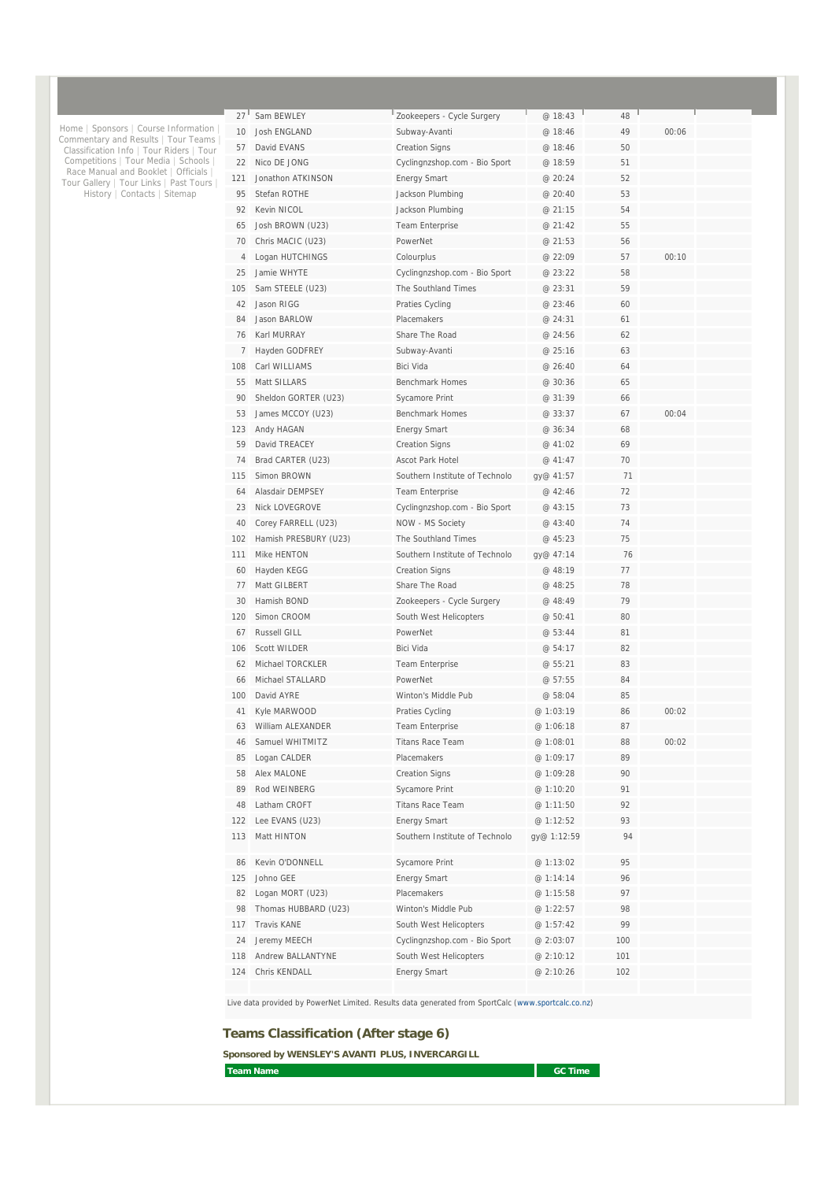Home | Sponsors | Course Information | Commentary and Results | Tour Teams | Classification Info | Tour Riders | Tour Competitions | Tour Media | Schools | Race Manual and Booklet | Officials | Tour Gallery | Tour Links | Past Tours | History | Contacts | Sitemap

| | | | | | | |
|---|---|---|---|---|---|---|
| 27 | Sam BEWLEY | Zookeepers - Cycle Surgery | @ 18:43 | 48 | | |
| 10 | Josh ENGLAND | Subway-Avanti | @ 18:46 | 49 | 00:06 | |
| 57 | David EVANS | Creation Signs | @ 18:46 | 50 | | |
| 22 | Nico DE JONG | Cyclingnzshop.com - Bio Sport | @ 18:59 | 51 | | |
| 121 | Jonathon ATKINSON | Energy Smart | @ 20:24 | 52 | | |
| 95 | Stefan ROTHE | Jackson Plumbing | @ 20:40 | 53 | | |
| 92 | Kevin NICOL | Jackson Plumbing | @ 21:15 | 54 | | |
| 65 | Josh BROWN (U23) | Team Enterprise | @ 21:42 | 55 | | |
| 70 | Chris MACIC (U23) | PowerNet | @ 21:53 | 56 | | |
| 4 | Logan HUTCHINGS | Colourplus | @ 22:09 | 57 | 00:10 | |
| 25 | Jamie WHYTE | Cyclingnzshop.com - Bio Sport | @ 23:22 | 58 | | |
| 105 | Sam STEELE (U23) | The Southland Times | @ 23:31 | 59 | | |
| 42 | Jason RIGG | Praties Cycling | @ 23:46 | 60 | | |
| 84 | Jason BARLOW | Placemakers | @ 24:31 | 61 | | |
| 76 | Karl MURRAY | Share The Road | @ 24:56 | 62 | | |
| 7 | Hayden GODFREY | Subway-Avanti | @ 25:16 | 63 | | |
| 108 | Carl WILLIAMS | Bici Vida | @ 26:40 | 64 | | |
| 55 | Matt SILLARS | Benchmark Homes | @ 30:36 | 65 | | |
| 90 | Sheldon GORTER (U23) | Sycamore Print | @ 31:39 | 66 | | |
| 53 | James MCCOY (U23) | Benchmark Homes | @ 33:37 | 67 | 00:04 | |
| 123 | Andy HAGAN | Energy Smart | @ 36:34 | 68 | | |
| 59 | David TREACEY | Creation Signs | @ 41:02 | 69 | | |
| 74 | Brad CARTER (U23) | Ascot Park Hotel | @ 41:47 | 70 | | |
| 115 | Simon BROWN | Southern Institute of Technolo | gy@ 41:57 | 71 | | |
| 64 | Alasdair DEMPSEY | Team Enterprise | @ 42:46 | 72 | | |
| 23 | Nick LOVEGROVE | Cyclingnzshop.com - Bio Sport | @ 43:15 | 73 | | |
| 40 | Corey FARRELL (U23) | NOW - MS Society | @ 43:40 | 74 | | |
| 102 | Hamish PRESBURY (U23) | The Southland Times | @ 45:23 | 75 | | |
| 111 | Mike HENTON | Southern Institute of Technolo | gy@ 47:14 | 76 | | |
| 60 | Hayden KEGG | Creation Signs | @ 48:19 | 77 | | |
| 77 | Matt GILBERT | Share The Road | @ 48:25 | 78 | | |
| 30 | Hamish BOND | Zookeepers - Cycle Surgery | @ 48:49 | 79 | | |
| 120 | Simon CROOM | South West Helicopters | @ 50:41 | 80 | | |
| 67 | Russell GILL | PowerNet | @ 53:44 | 81 | | |
| 106 | Scott WILDER | Bici Vida | @ 54:17 | 82 | | |
| 62 | Michael TORCKLER | Team Enterprise | @ 55:21 | 83 | | |
| 66 | Michael STALLARD | PowerNet | @ 57:55 | 84 | | |
| 100 | David AYRE | Winton's Middle Pub | @ 58:04 | 85 | | |
| 41 | Kyle MARWOOD | Praties Cycling | @ 1:03:19 | 86 | 00:02 | |
| 63 | William ALEXANDER | Team Enterprise | @ 1:06:18 | 87 | | |
| 46 | Samuel WHITMITZ | Titans Race Team | @ 1:08:01 | 88 | 00:02 | |
| 85 | Logan CALDER | Placemakers | @ 1:09:17 | 89 | | |
| 58 | Alex MALONE | Creation Signs | @ 1:09:28 | 90 | | |
| 89 | Rod WEINBERG | Sycamore Print | @ 1:10:20 | 91 | | |
| 48 | Latham CROFT | Titans Race Team | @ 1:11:50 | 92 | | |
| 122 | Lee EVANS (U23) | Energy Smart | @ 1:12:52 | 93 | | |
| 113 | Matt HINTON | Southern Institute of Technolo | gy@ 1:12:59 | 94 | | |
| 86 | Kevin O'DONNELL | Sycamore Print | @ 1:13:02 | 95 | | |
| 125 | Johno GEE | Energy Smart | @ 1:14:14 | 96 | | |
| 82 | Logan MORT (U23) | Placemakers | @ 1:15:58 | 97 | | |
| 98 | Thomas HUBBARD (U23) | Winton's Middle Pub | @ 1:22:57 | 98 | | |
| 117 | Travis KANE | South West Helicopters | @ 1:57:42 | 99 | | |
| 24 | Jeremy MEECH | Cyclingnzshop.com - Bio Sport | @ 2:03:07 | 100 | | |
| 118 | Andrew BALLANTYNE | South West Helicopters | @ 2:10:12 | 101 | | |
| 124 | Chris KENDALL | Energy Smart | @ 2:10:26 | 102 | | |

Live data provided by PowerNet Limited. Results data generated from SportCalc (www.sportcalc.co.nz)

### Teams Classification (After stage 6)

**Sponsored by WENSLEY'S AVANTI PLUS, INVERCARGILL**

| Team Name | GC Time |
|---|---|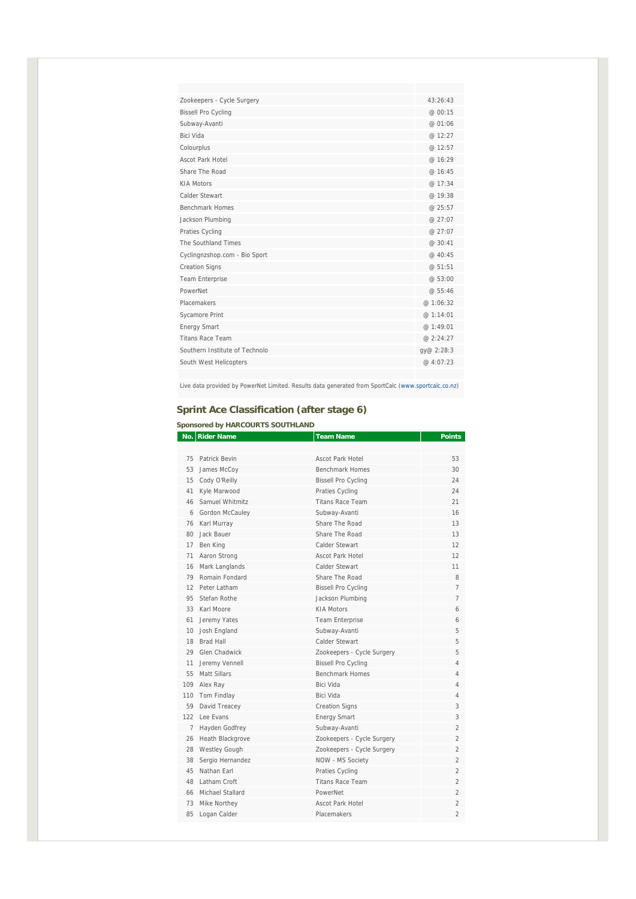| | |
|---|---|
| Zookeepers - Cycle Surgery | 43:26:43 |
| Bissell Pro Cycling | @ 00:15 |
| Subway-Avanti | @ 01:06 |
| Bici Vida | @ 12:27 |
| Colourplus | @ 12:57 |
| Ascot Park Hotel | @ 16:29 |
| Share The Road | @ 16:45 |
| KIA Motors | @ 17:34 |
| Calder Stewart | @ 19:38 |
| Benchmark Homes | @ 25:57 |
| Jackson Plumbing | @ 27:07 |
| Praties Cycling | @ 27:07 |
| The Southland Times | @ 30:41 |
| Cyclingnzshop.com - Bio Sport | @ 40:45 |
| Creation Signs | @ 51:51 |
| Team Enterprise | @ 53:00 |
| PowerNet | @ 55:46 |
| Placemakers | @ 1:06:32 |
| Sycamore Print | @ 1:14:01 |
| Energy Smart | @ 1:49:01 |
| Titans Race Team | @ 2:24:27 |
| Southern Institute of Technolo | gy@ 2:28:3 |
| South West Helicopters | @ 4:07:23 |

Live data provided by PowerNet Limited. Results data generated from SportCalc (www.sportcalc.co.nz)

## Sprint Ace Classification (after stage 6)

**Sponsored by HARCOURTS SOUTHLAND**

| No. | Rider Name | Team Name | Points |
|---|---|---|---|
| 75 | Patrick Bevin | Ascot Park Hotel | 53 |
| 53 | James McCoy | Benchmark Homes | 30 |
| 15 | Cody O'Reilly | Bissell Pro Cycling | 24 |
| 41 | Kyle Marwood | Praties Cycling | 24 |
| 46 | Samuel Whitmitz | Titans Race Team | 21 |
| 6 | Gordon McCauley | Subway-Avanti | 16 |
| 76 | Karl Murray | Share The Road | 13 |
| 80 | Jack Bauer | Share The Road | 13 |
| 17 | Ben King | Calder Stewart | 12 |
| 71 | Aaron Strong | Ascot Park Hotel | 12 |
| 16 | Mark Langlands | Calder Stewart | 11 |
| 79 | Romain Fondard | Share The Road | 8 |
| 12 | Peter Latham | Bissell Pro Cycling | 7 |
| 95 | Stefan Rothe | Jackson Plumbing | 7 |
| 33 | Karl Moore | KIA Motors | 6 |
| 61 | Jeremy Yates | Team Enterprise | 6 |
| 10 | Josh England | Subway-Avanti | 5 |
| 18 | Brad Hall | Calder Stewart | 5 |
| 29 | Glen Chadwick | Zookeepers - Cycle Surgery | 5 |
| 11 | Jeremy Vennell | Bissell Pro Cycling | 4 |
| 55 | Matt Sillars | Benchmark Homes | 4 |
| 109 | Alex Ray | Bici Vida | 4 |
| 110 | Tom Findlay | Bici Vida | 4 |
| 59 | David Treacey | Creation Signs | 3 |
| 122 | Lee Evans | Energy Smart | 3 |
| 7 | Hayden Godfrey | Subway-Avanti | 2 |
| 26 | Heath Blackgrove | Zookeepers - Cycle Surgery | 2 |
| 28 | Westley Gough | Zookeepers - Cycle Surgery | 2 |
| 38 | Sergio Hernandez | NOW - MS Society | 2 |
| 45 | Nathan Earl | Praties Cycling | 2 |
| 48 | Latham Croft | Titans Race Team | 2 |
| 66 | Michael Stallard | PowerNet | 2 |
| 73 | Mike Northey | Ascot Park Hotel | 2 |
| 85 | Logan Calder | Placemakers | 2 |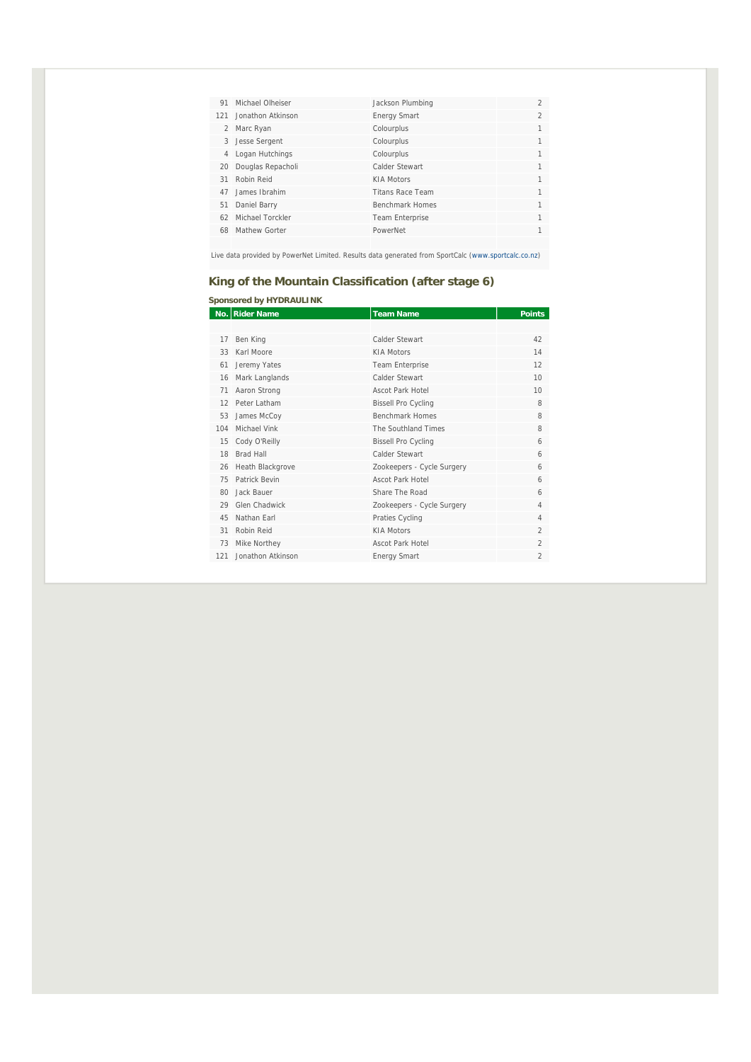| | | | |
|---|---|---|---|
| 91 | Michael Olheiser | Jackson Plumbing | 2 |
| 121 | Jonathon Atkinson | Energy Smart | 2 |
| 2 | Marc Ryan | Colourplus | 1 |
| 3 | Jesse Sergent | Colourplus | 1 |
| 4 | Logan Hutchings | Colourplus | 1 |
| 20 | Douglas Repacholi | Calder Stewart | 1 |
| 31 | Robin Reid | KIA Motors | 1 |
| 47 | James Ibrahim | Titans Race Team | 1 |
| 51 | Daniel Barry | Benchmark Homes | 1 |
| 62 | Michael Torckler | Team Enterprise | 1 |
| 68 | Mathew Gorter | PowerNet | 1 |

Live data provided by PowerNet Limited. Results data generated from SportCalc (www.sportcalc.co.nz)

## King of the Mountain Classification (after stage 6)

**Sponsored by HYDRAULINK**

| No. | Rider Name | Team Name | Points |
|---|---|---|---|
| 17 | Ben King | Calder Stewart | 42 |
| 33 | Karl Moore | KIA Motors | 14 |
| 61 | Jeremy Yates | Team Enterprise | 12 |
| 16 | Mark Langlands | Calder Stewart | 10 |
| 71 | Aaron Strong | Ascot Park Hotel | 10 |
| 12 | Peter Latham | Bissell Pro Cycling | 8 |
| 53 | James McCoy | Benchmark Homes | 8 |
| 104 | Michael Vink | The Southland Times | 8 |
| 15 | Cody O'Reilly | Bissell Pro Cycling | 6 |
| 18 | Brad Hall | Calder Stewart | 6 |
| 26 | Heath Blackgrove | Zookeepers - Cycle Surgery | 6 |
| 75 | Patrick Bevin | Ascot Park Hotel | 6 |
| 80 | Jack Bauer | Share The Road | 6 |
| 29 | Glen Chadwick | Zookeepers - Cycle Surgery | 4 |
| 45 | Nathan Earl | Praties Cycling | 4 |
| 31 | Robin Reid | KIA Motors | 2 |
| 73 | Mike Northey | Ascot Park Hotel | 2 |
| 121 | Jonathon Atkinson | Energy Smart | 2 |